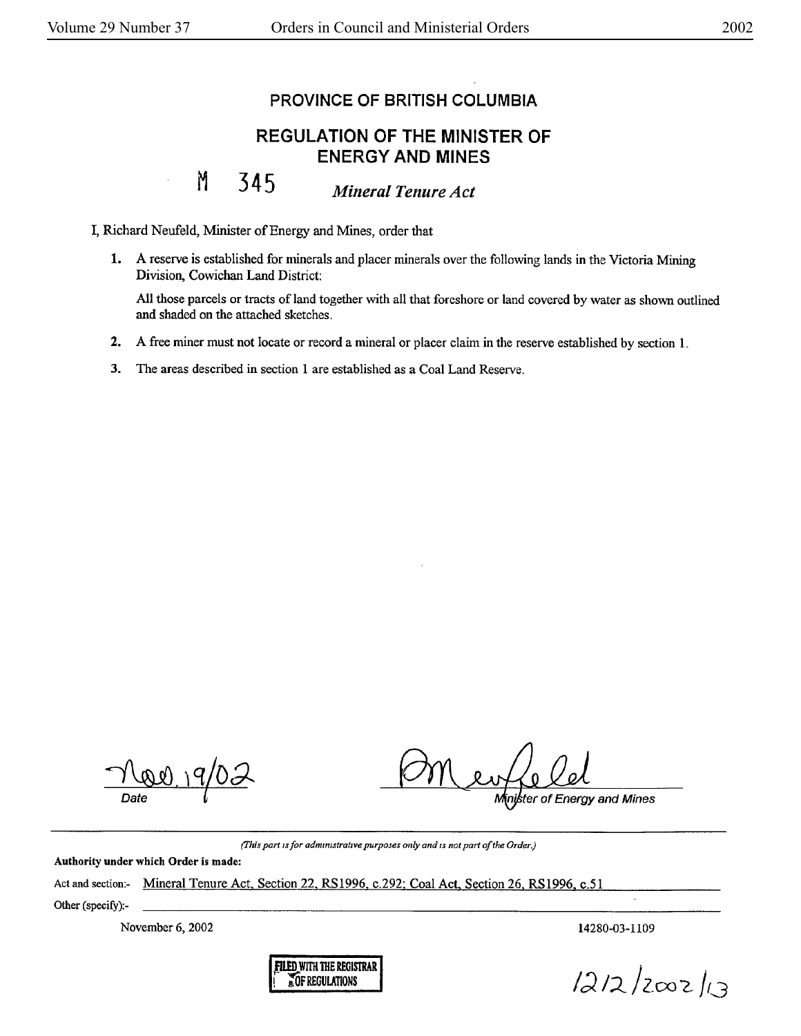# PROVINCE OF BRITISH COLUMBIA

## REGULATION OF THE MINISTER OF ENERGY AND MINES

**M 345** *Mineral Tenure Act*

I, Richard Neufeld, Minister of Energy and Mines, order that

1. A reserve is established for minerals and placer minerals over the following lands in the Victoria Mining Division, Cowichan Land District:

   All those parcels or tracts of land together with all that foreshore or land covered by water as shown outlined and shaded on the attached sketches.

2. A free miner must not locate or record a mineral or placer claim in the reserve established by section 1.

3. The areas described in section 1 are established as a Coal Land Reserve.

Nov. 19/02
Date

Minister of Energy and Mines

*(This part is for administrative purposes only and is not part of the Order.)*

**Authority under which Order is made:**

Act and section:- Mineral Tenure Act, Section 22, RS1996, c.292; Coal Act, Section 26, RS1996, c.51

Other (specify):-

November 6, 2002

14280-03-1109

FILED WITH THE REGISTRAR OF REGULATIONS

1212/2002/13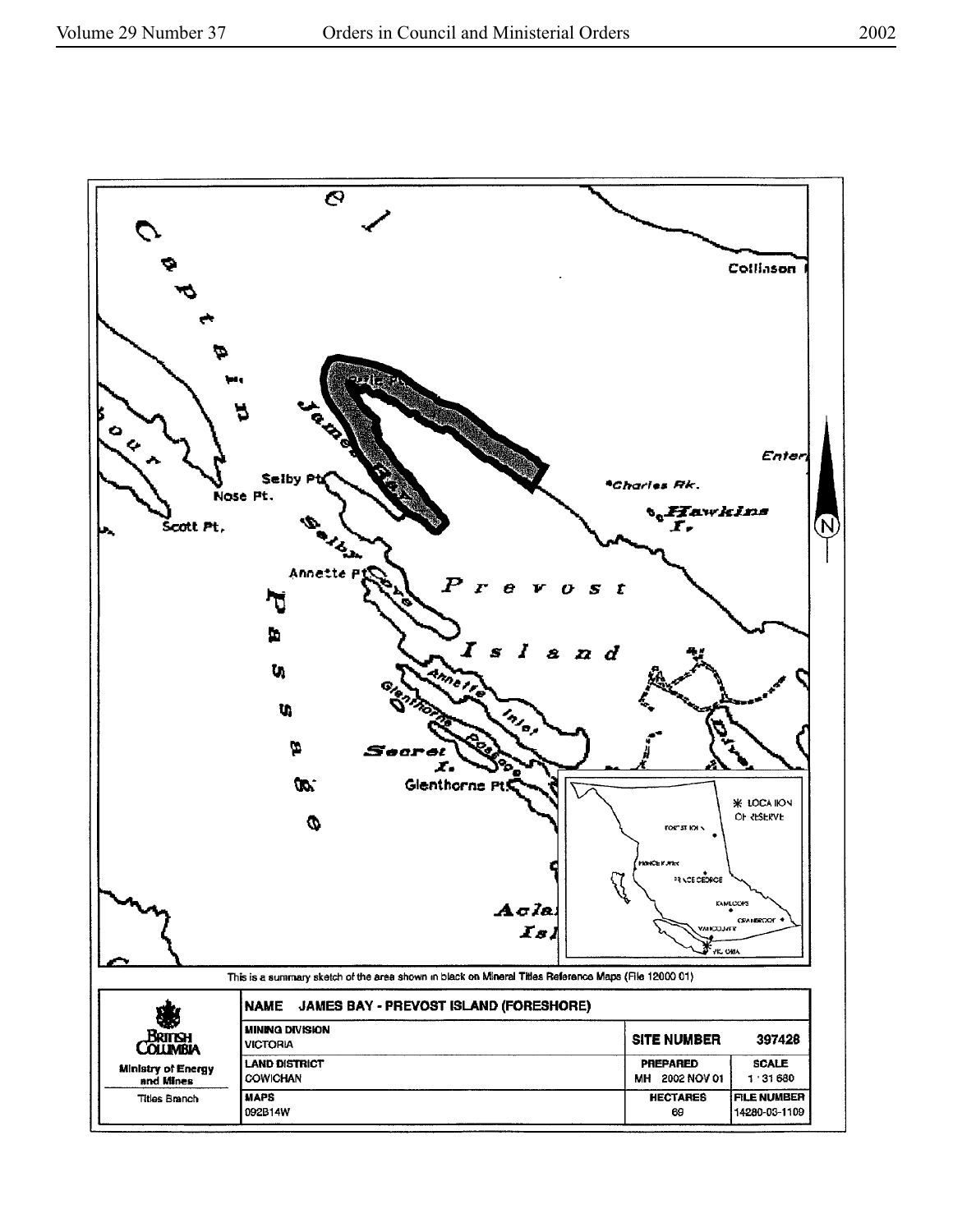This is a summary sketch of the area shown in black on Mineral Titles Reference Maps (File 12000 01)

| British Columbia Ministry of Energy and Mines Titles Branch | NAME JAMES BAY - PREVOST ISLAND (FORESHORE) | | |
|---|---|---|---|
| | MINING DIVISION VICTORIA | SITE NUMBER | 397428 |
| | LAND DISTRICT COWICHAN | PREPARED MH 2002 NOV 01 | SCALE 1 : 31 680 |
| | MAPS 092B14W | HECTARES 69 | FILE NUMBER 14280-03-1109 |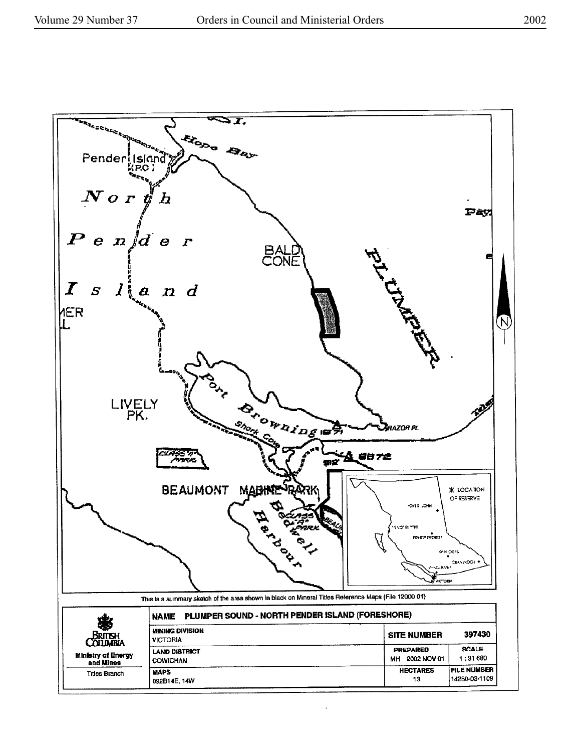This is a summary sketch of the area shown in black on Mineral Titles Reference Maps (File 12000 01)

| British Columbia Ministry of Energy and Mines | NAME PLUMPER SOUND - NORTH PENDER ISLAND (FORESHORE) | | |
|---|---|---|---|
| | MINING DIVISION VICTORIA | SITE NUMBER | 397430 |
| | LAND DISTRICT COWICHAN | PREPARED MH 2002 NOV 01 | SCALE 1 : 31 680 |
| Titles Branch | MAPS 092B14E, 14W | HECTARES 13 | FILE NUMBER 14280-03-1109 |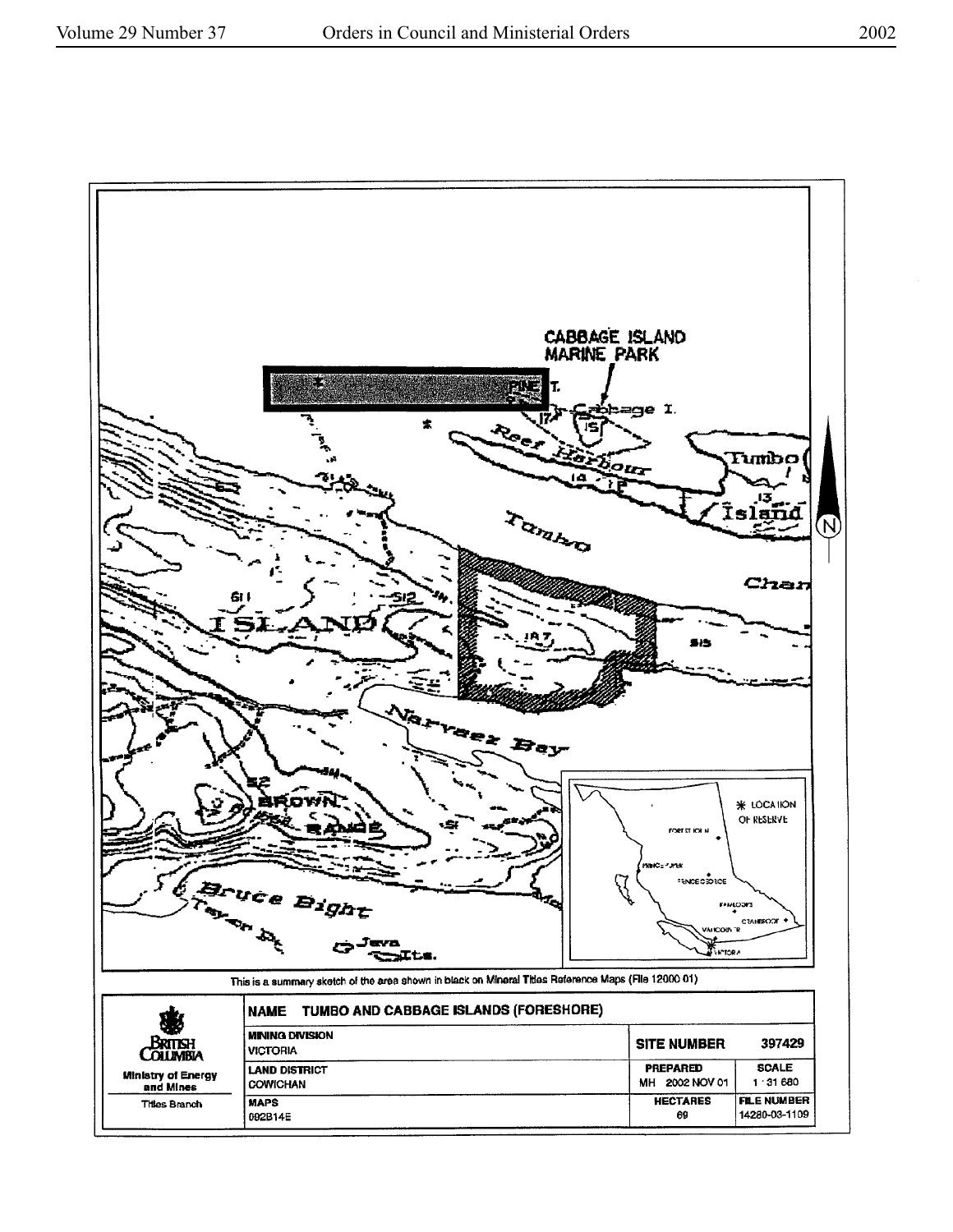CABBAGE ISLAND MARINE PARK

This is a summary sketch of the area shown in black on Mineral Titles Reference Maps (File 12000 01)

| | | | |
|---|---|---|---|
| British Columbia Ministry of Energy and Mines Titles Branch | NAME TUMBO AND CABBAGE ISLANDS (FORESHORE) | | |
| | MINING DIVISION VICTORIA | SITE NUMBER | 397429 |
| | LAND DISTRICT COWICHAN | PREPARED MH 2002 NOV 01 | SCALE 1 : 31 680 |
| | MAPS 092B14E | HECTARES 69 | FILE NUMBER 14280-03-1109 |